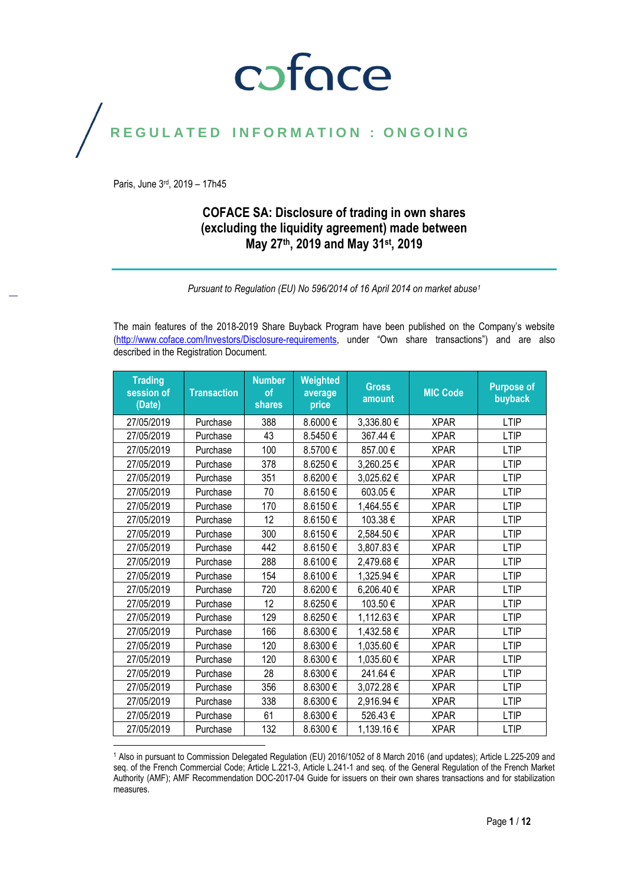# coface

## REGULATED INFORMATION : ONGOING

Paris, June 3rd, 2019 – 17h45

### COFACE SA: Disclosure of trading in own shares (excluding the liquidity agreement) made between May 27th, 2019 and May 31st, 2019

*Pursuant to Regulation (EU) No 596/2014 of 16 April 2014 on market abuse*[1]

The main features of the 2018-2019 Share Buyback Program have been published on the Company's website (http://www.coface.com/Investors/Disclosure-requirements, under "Own share transactions") and are also described in the Registration Document.

| Trading session of (Date) | Transaction | Number of shares | Weighted average price | Gross amount | MIC Code | Purpose of buyback |
|---|---|---|---|---|---|---|
| 27/05/2019 | Purchase | 388 | 8.6000 € | 3,336.80 € | XPAR | LTIP |
| 27/05/2019 | Purchase | 43 | 8.5450 € | 367.44 € | XPAR | LTIP |
| 27/05/2019 | Purchase | 100 | 8.5700 € | 857.00 € | XPAR | LTIP |
| 27/05/2019 | Purchase | 378 | 8.6250 € | 3,260.25 € | XPAR | LTIP |
| 27/05/2019 | Purchase | 351 | 8.6200 € | 3,025.62 € | XPAR | LTIP |
| 27/05/2019 | Purchase | 70 | 8.6150 € | 603.05 € | XPAR | LTIP |
| 27/05/2019 | Purchase | 170 | 8.6150 € | 1,464.55 € | XPAR | LTIP |
| 27/05/2019 | Purchase | 12 | 8.6150 € | 103.38 € | XPAR | LTIP |
| 27/05/2019 | Purchase | 300 | 8.6150 € | 2,584.50 € | XPAR | LTIP |
| 27/05/2019 | Purchase | 442 | 8.6150 € | 3,807.83 € | XPAR | LTIP |
| 27/05/2019 | Purchase | 288 | 8.6100 € | 2,479.68 € | XPAR | LTIP |
| 27/05/2019 | Purchase | 154 | 8.6100 € | 1,325.94 € | XPAR | LTIP |
| 27/05/2019 | Purchase | 720 | 8.6200 € | 6,206.40 € | XPAR | LTIP |
| 27/05/2019 | Purchase | 12 | 8.6250 € | 103.50 € | XPAR | LTIP |
| 27/05/2019 | Purchase | 129 | 8.6250 € | 1,112.63 € | XPAR | LTIP |
| 27/05/2019 | Purchase | 166 | 8.6300 € | 1,432.58 € | XPAR | LTIP |
| 27/05/2019 | Purchase | 120 | 8.6300 € | 1,035.60 € | XPAR | LTIP |
| 27/05/2019 | Purchase | 120 | 8.6300 € | 1,035.60 € | XPAR | LTIP |
| 27/05/2019 | Purchase | 28 | 8.6300 € | 241.64 € | XPAR | LTIP |
| 27/05/2019 | Purchase | 356 | 8.6300 € | 3,072.28 € | XPAR | LTIP |
| 27/05/2019 | Purchase | 338 | 8.6300 € | 2,916.94 € | XPAR | LTIP |
| 27/05/2019 | Purchase | 61 | 8.6300 € | 526.43 € | XPAR | LTIP |
| 27/05/2019 | Purchase | 132 | 8.6300 € | 1,139.16 € | XPAR | LTIP |

[1] Also in pursuant to Commission Delegated Regulation (EU) 2016/1052 of 8 March 2016 (and updates); Article L.225-209 and seq. of the French Commercial Code; Article L.221-3, Article L.241-1 and seq. of the General Regulation of the French Market Authority (AMF); AMF Recommendation DOC-2017-04 Guide for issuers on their own shares transactions and for stabilization measures.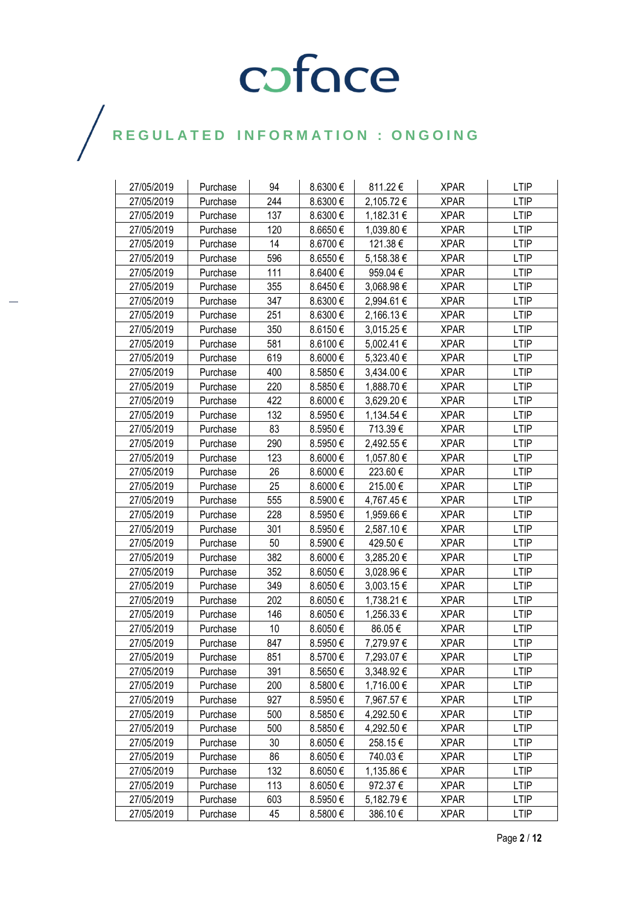| 27/05/2019 | Purchase | 94 | 8.6300 € | 811.22 € | XPAR | LTIP |
|---|---|---|---|---|---|---|
| 27/05/2019 | Purchase | 244 | 8.6300 € | 2,105.72 € | XPAR | LTIP |
| 27/05/2019 | Purchase | 137 | 8.6300 € | 1,182.31 € | XPAR | LTIP |
| 27/05/2019 | Purchase | 120 | 8.6650 € | 1,039.80 € | XPAR | LTIP |
| 27/05/2019 | Purchase | 14 | 8.6700 € | 121.38 € | XPAR | LTIP |
| 27/05/2019 | Purchase | 596 | 8.6550 € | 5,158.38 € | XPAR | LTIP |
| 27/05/2019 | Purchase | 111 | 8.6400 € | 959.04 € | XPAR | LTIP |
| 27/05/2019 | Purchase | 355 | 8.6450 € | 3,068.98 € | XPAR | LTIP |
| 27/05/2019 | Purchase | 347 | 8.6300 € | 2,994.61 € | XPAR | LTIP |
| 27/05/2019 | Purchase | 251 | 8.6300 € | 2,166.13 € | XPAR | LTIP |
| 27/05/2019 | Purchase | 350 | 8.6150 € | 3,015.25 € | XPAR | LTIP |
| 27/05/2019 | Purchase | 581 | 8.6100 € | 5,002.41 € | XPAR | LTIP |
| 27/05/2019 | Purchase | 619 | 8.6000 € | 5,323.40 € | XPAR | LTIP |
| 27/05/2019 | Purchase | 400 | 8.5850 € | 3,434.00 € | XPAR | LTIP |
| 27/05/2019 | Purchase | 220 | 8.5850 € | 1,888.70 € | XPAR | LTIP |
| 27/05/2019 | Purchase | 422 | 8.6000 € | 3,629.20 € | XPAR | LTIP |
| 27/05/2019 | Purchase | 132 | 8.5950 € | 1,134.54 € | XPAR | LTIP |
| 27/05/2019 | Purchase | 83 | 8.5950 € | 713.39 € | XPAR | LTIP |
| 27/05/2019 | Purchase | 290 | 8.5950 € | 2,492.55 € | XPAR | LTIP |
| 27/05/2019 | Purchase | 123 | 8.6000 € | 1,057.80 € | XPAR | LTIP |
| 27/05/2019 | Purchase | 26 | 8.6000 € | 223.60 € | XPAR | LTIP |
| 27/05/2019 | Purchase | 25 | 8.6000 € | 215.00 € | XPAR | LTIP |
| 27/05/2019 | Purchase | 555 | 8.5900 € | 4,767.45 € | XPAR | LTIP |
| 27/05/2019 | Purchase | 228 | 8.5950 € | 1,959.66 € | XPAR | LTIP |
| 27/05/2019 | Purchase | 301 | 8.5950 € | 2,587.10 € | XPAR | LTIP |
| 27/05/2019 | Purchase | 50 | 8.5900 € | 429.50 € | XPAR | LTIP |
| 27/05/2019 | Purchase | 382 | 8.6000 € | 3,285.20 € | XPAR | LTIP |
| 27/05/2019 | Purchase | 352 | 8.6050 € | 3,028.96 € | XPAR | LTIP |
| 27/05/2019 | Purchase | 349 | 8.6050 € | 3,003.15 € | XPAR | LTIP |
| 27/05/2019 | Purchase | 202 | 8.6050 € | 1,738.21 € | XPAR | LTIP |
| 27/05/2019 | Purchase | 146 | 8.6050 € | 1,256.33 € | XPAR | LTIP |
| 27/05/2019 | Purchase | 10 | 8.6050 € | 86.05 € | XPAR | LTIP |
| 27/05/2019 | Purchase | 847 | 8.5950 € | 7,279.97 € | XPAR | LTIP |
| 27/05/2019 | Purchase | 851 | 8.5700 € | 7,293.07 € | XPAR | LTIP |
| 27/05/2019 | Purchase | 391 | 8.5650 € | 3,348.92 € | XPAR | LTIP |
| 27/05/2019 | Purchase | 200 | 8.5800 € | 1,716.00 € | XPAR | LTIP |
| 27/05/2019 | Purchase | 927 | 8.5950 € | 7,967.57 € | XPAR | LTIP |
| 27/05/2019 | Purchase | 500 | 8.5850 € | 4,292.50 € | XPAR | LTIP |
| 27/05/2019 | Purchase | 500 | 8.5850 € | 4,292.50 € | XPAR | LTIP |
| 27/05/2019 | Purchase | 30 | 8.6050 € | 258.15 € | XPAR | LTIP |
| 27/05/2019 | Purchase | 86 | 8.6050 € | 740.03 € | XPAR | LTIP |
| 27/05/2019 | Purchase | 132 | 8.6050 € | 1,135.86 € | XPAR | LTIP |
| 27/05/2019 | Purchase | 113 | 8.6050 € | 972.37 € | XPAR | LTIP |
| 27/05/2019 | Purchase | 603 | 8.5950 € | 5,182.79 € | XPAR | LTIP |
| 27/05/2019 | Purchase | 45 | 8.5800 € | 386.10 € | XPAR | LTIP |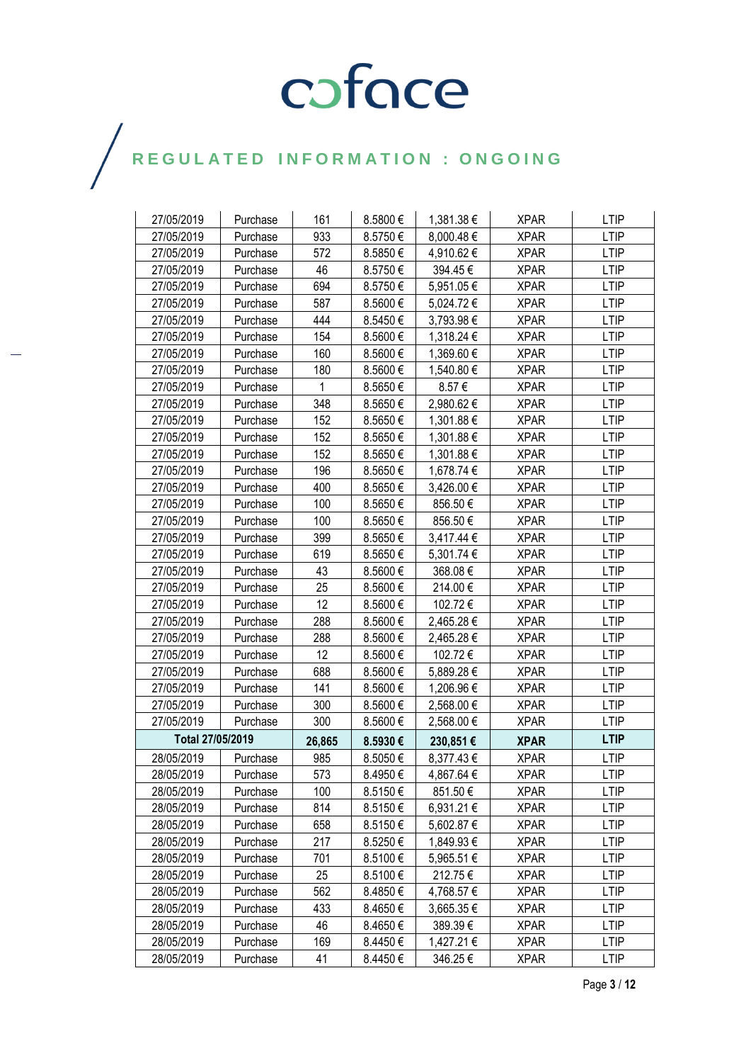| | | | | | | |
|---|---|---|---|---|---|---|
| 27/05/2019 | Purchase | 161 | 8.5800 € | 1,381.38 € | XPAR | LTIP |
| 27/05/2019 | Purchase | 933 | 8.5750 € | 8,000.48 € | XPAR | LTIP |
| 27/05/2019 | Purchase | 572 | 8.5850 € | 4,910.62 € | XPAR | LTIP |
| 27/05/2019 | Purchase | 46 | 8.5750 € | 394.45 € | XPAR | LTIP |
| 27/05/2019 | Purchase | 694 | 8.5750 € | 5,951.05 € | XPAR | LTIP |
| 27/05/2019 | Purchase | 587 | 8.5600 € | 5,024.72 € | XPAR | LTIP |
| 27/05/2019 | Purchase | 444 | 8.5450 € | 3,793.98 € | XPAR | LTIP |
| 27/05/2019 | Purchase | 154 | 8.5600 € | 1,318.24 € | XPAR | LTIP |
| 27/05/2019 | Purchase | 160 | 8.5600 € | 1,369.60 € | XPAR | LTIP |
| 27/05/2019 | Purchase | 180 | 8.5600 € | 1,540.80 € | XPAR | LTIP |
| 27/05/2019 | Purchase | 1 | 8.5650 € | 8.57 € | XPAR | LTIP |
| 27/05/2019 | Purchase | 348 | 8.5650 € | 2,980.62 € | XPAR | LTIP |
| 27/05/2019 | Purchase | 152 | 8.5650 € | 1,301.88 € | XPAR | LTIP |
| 27/05/2019 | Purchase | 152 | 8.5650 € | 1,301.88 € | XPAR | LTIP |
| 27/05/2019 | Purchase | 152 | 8.5650 € | 1,301.88 € | XPAR | LTIP |
| 27/05/2019 | Purchase | 196 | 8.5650 € | 1,678.74 € | XPAR | LTIP |
| 27/05/2019 | Purchase | 400 | 8.5650 € | 3,426.00 € | XPAR | LTIP |
| 27/05/2019 | Purchase | 100 | 8.5650 € | 856.50 € | XPAR | LTIP |
| 27/05/2019 | Purchase | 100 | 8.5650 € | 856.50 € | XPAR | LTIP |
| 27/05/2019 | Purchase | 399 | 8.5650 € | 3,417.44 € | XPAR | LTIP |
| 27/05/2019 | Purchase | 619 | 8.5650 € | 5,301.74 € | XPAR | LTIP |
| 27/05/2019 | Purchase | 43 | 8.5600 € | 368.08 € | XPAR | LTIP |
| 27/05/2019 | Purchase | 25 | 8.5600 € | 214.00 € | XPAR | LTIP |
| 27/05/2019 | Purchase | 12 | 8.5600 € | 102.72 € | XPAR | LTIP |
| 27/05/2019 | Purchase | 288 | 8.5600 € | 2,465.28 € | XPAR | LTIP |
| 27/05/2019 | Purchase | 288 | 8.5600 € | 2,465.28 € | XPAR | LTIP |
| 27/05/2019 | Purchase | 12 | 8.5600 € | 102.72 € | XPAR | LTIP |
| 27/05/2019 | Purchase | 688 | 8.5600 € | 5,889.28 € | XPAR | LTIP |
| 27/05/2019 | Purchase | 141 | 8.5600 € | 1,206.96 € | XPAR | LTIP |
| 27/05/2019 | Purchase | 300 | 8.5600 € | 2,568.00 € | XPAR | LTIP |
| 27/05/2019 | Purchase | 300 | 8.5600 € | 2,568.00 € | XPAR | LTIP |
| **Total 27/05/2019** | | **26,865** | **8.5930 €** | **230,851 €** | **XPAR** | **LTIP** |
| 28/05/2019 | Purchase | 985 | 8.5050 € | 8,377.43 € | XPAR | LTIP |
| 28/05/2019 | Purchase | 573 | 8.4950 € | 4,867.64 € | XPAR | LTIP |
| 28/05/2019 | Purchase | 100 | 8.5150 € | 851.50 € | XPAR | LTIP |
| 28/05/2019 | Purchase | 814 | 8.5150 € | 6,931.21 € | XPAR | LTIP |
| 28/05/2019 | Purchase | 658 | 8.5150 € | 5,602.87 € | XPAR | LTIP |
| 28/05/2019 | Purchase | 217 | 8.5250 € | 1,849.93 € | XPAR | LTIP |
| 28/05/2019 | Purchase | 701 | 8.5100 € | 5,965.51 € | XPAR | LTIP |
| 28/05/2019 | Purchase | 25 | 8.5100 € | 212.75 € | XPAR | LTIP |
| 28/05/2019 | Purchase | 562 | 8.4850 € | 4,768.57 € | XPAR | LTIP |
| 28/05/2019 | Purchase | 433 | 8.4650 € | 3,665.35 € | XPAR | LTIP |
| 28/05/2019 | Purchase | 46 | 8.4650 € | 389.39 € | XPAR | LTIP |
| 28/05/2019 | Purchase | 169 | 8.4450 € | 1,427.21 € | XPAR | LTIP |
| 28/05/2019 | Purchase | 41 | 8.4450 € | 346.25 € | XPAR | LTIP |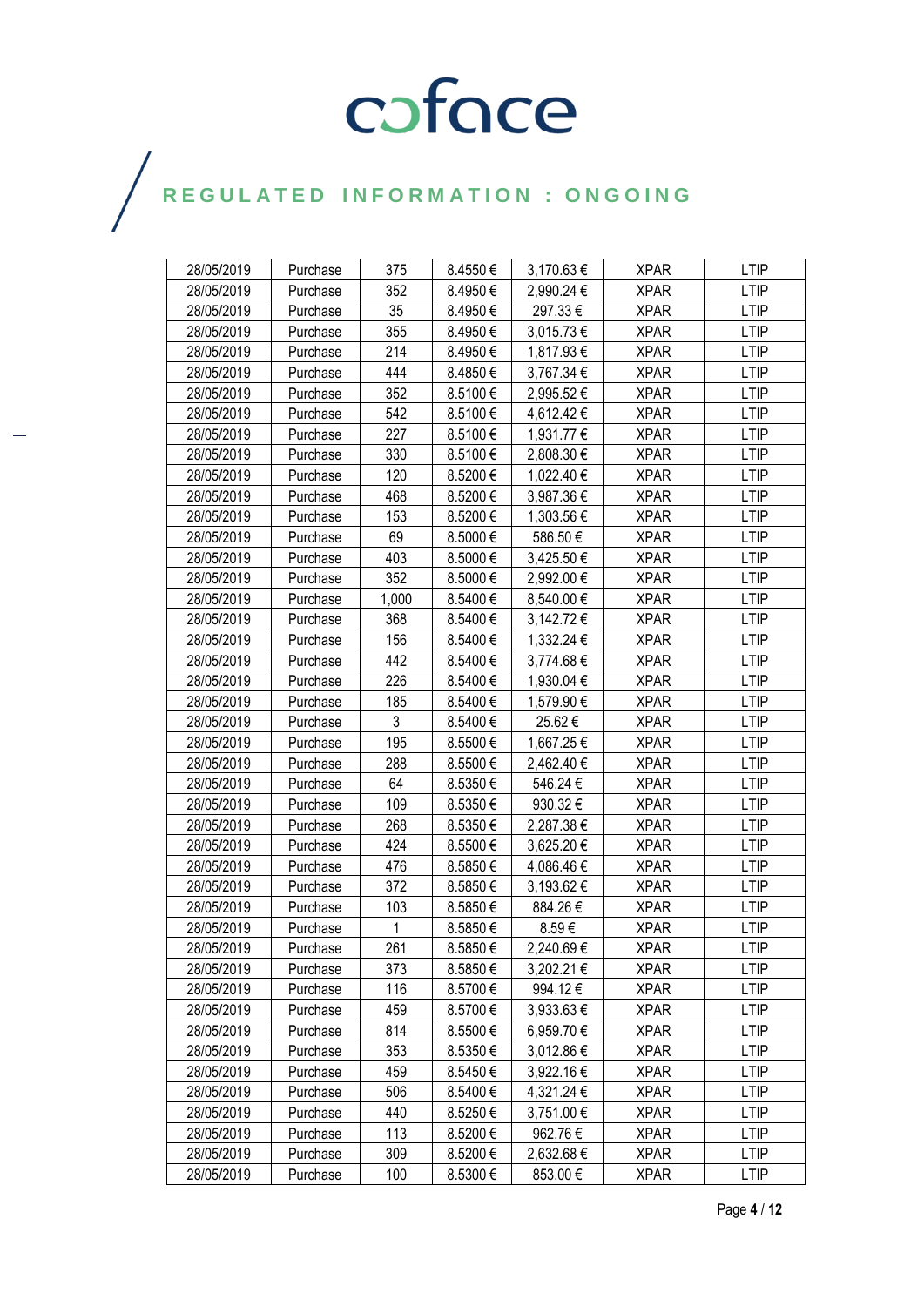| 28/05/2019 | Purchase | 375 | 8.4550 € | 3,170.63 € | XPAR | LTIP |
|---|---|---|---|---|---|---|
| 28/05/2019 | Purchase | 352 | 8.4950 € | 2,990.24 € | XPAR | LTIP |
| 28/05/2019 | Purchase | 35 | 8.4950 € | 297.33 € | XPAR | LTIP |
| 28/05/2019 | Purchase | 355 | 8.4950 € | 3,015.73 € | XPAR | LTIP |
| 28/05/2019 | Purchase | 214 | 8.4950 € | 1,817.93 € | XPAR | LTIP |
| 28/05/2019 | Purchase | 444 | 8.4850 € | 3,767.34 € | XPAR | LTIP |
| 28/05/2019 | Purchase | 352 | 8.5100 € | 2,995.52 € | XPAR | LTIP |
| 28/05/2019 | Purchase | 542 | 8.5100 € | 4,612.42 € | XPAR | LTIP |
| 28/05/2019 | Purchase | 227 | 8.5100 € | 1,931.77 € | XPAR | LTIP |
| 28/05/2019 | Purchase | 330 | 8.5100 € | 2,808.30 € | XPAR | LTIP |
| 28/05/2019 | Purchase | 120 | 8.5200 € | 1,022.40 € | XPAR | LTIP |
| 28/05/2019 | Purchase | 468 | 8.5200 € | 3,987.36 € | XPAR | LTIP |
| 28/05/2019 | Purchase | 153 | 8.5200 € | 1,303.56 € | XPAR | LTIP |
| 28/05/2019 | Purchase | 69 | 8.5000 € | 586.50 € | XPAR | LTIP |
| 28/05/2019 | Purchase | 403 | 8.5000 € | 3,425.50 € | XPAR | LTIP |
| 28/05/2019 | Purchase | 352 | 8.5000 € | 2,992.00 € | XPAR | LTIP |
| 28/05/2019 | Purchase | 1,000 | 8.5400 € | 8,540.00 € | XPAR | LTIP |
| 28/05/2019 | Purchase | 368 | 8.5400 € | 3,142.72 € | XPAR | LTIP |
| 28/05/2019 | Purchase | 156 | 8.5400 € | 1,332.24 € | XPAR | LTIP |
| 28/05/2019 | Purchase | 442 | 8.5400 € | 3,774.68 € | XPAR | LTIP |
| 28/05/2019 | Purchase | 226 | 8.5400 € | 1,930.04 € | XPAR | LTIP |
| 28/05/2019 | Purchase | 185 | 8.5400 € | 1,579.90 € | XPAR | LTIP |
| 28/05/2019 | Purchase | 3 | 8.5400 € | 25.62 € | XPAR | LTIP |
| 28/05/2019 | Purchase | 195 | 8.5500 € | 1,667.25 € | XPAR | LTIP |
| 28/05/2019 | Purchase | 288 | 8.5500 € | 2,462.40 € | XPAR | LTIP |
| 28/05/2019 | Purchase | 64 | 8.5350 € | 546.24 € | XPAR | LTIP |
| 28/05/2019 | Purchase | 109 | 8.5350 € | 930.32 € | XPAR | LTIP |
| 28/05/2019 | Purchase | 268 | 8.5350 € | 2,287.38 € | XPAR | LTIP |
| 28/05/2019 | Purchase | 424 | 8.5500 € | 3,625.20 € | XPAR | LTIP |
| 28/05/2019 | Purchase | 476 | 8.5850 € | 4,086.46 € | XPAR | LTIP |
| 28/05/2019 | Purchase | 372 | 8.5850 € | 3,193.62 € | XPAR | LTIP |
| 28/05/2019 | Purchase | 103 | 8.5850 € | 884.26 € | XPAR | LTIP |
| 28/05/2019 | Purchase | 1 | 8.5850 € | 8.59 € | XPAR | LTIP |
| 28/05/2019 | Purchase | 261 | 8.5850 € | 2,240.69 € | XPAR | LTIP |
| 28/05/2019 | Purchase | 373 | 8.5850 € | 3,202.21 € | XPAR | LTIP |
| 28/05/2019 | Purchase | 116 | 8.5700 € | 994.12 € | XPAR | LTIP |
| 28/05/2019 | Purchase | 459 | 8.5700 € | 3,933.63 € | XPAR | LTIP |
| 28/05/2019 | Purchase | 814 | 8.5500 € | 6,959.70 € | XPAR | LTIP |
| 28/05/2019 | Purchase | 353 | 8.5350 € | 3,012.86 € | XPAR | LTIP |
| 28/05/2019 | Purchase | 459 | 8.5450 € | 3,922.16 € | XPAR | LTIP |
| 28/05/2019 | Purchase | 506 | 8.5400 € | 4,321.24 € | XPAR | LTIP |
| 28/05/2019 | Purchase | 440 | 8.5250 € | 3,751.00 € | XPAR | LTIP |
| 28/05/2019 | Purchase | 113 | 8.5200 € | 962.76 € | XPAR | LTIP |
| 28/05/2019 | Purchase | 309 | 8.5200 € | 2,632.68 € | XPAR | LTIP |
| 28/05/2019 | Purchase | 100 | 8.5300 € | 853.00 € | XPAR | LTIP |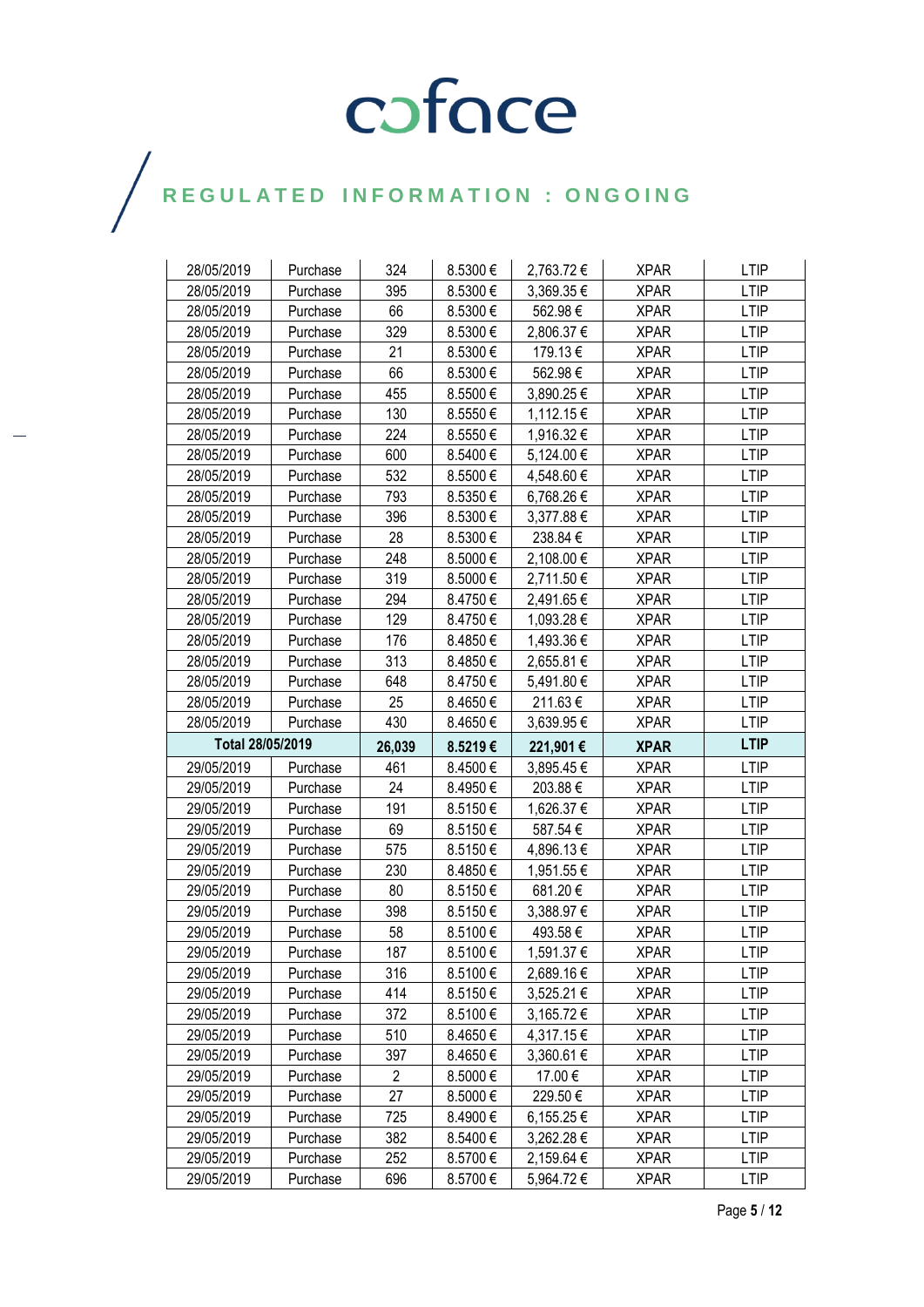| 28/05/2019 | Purchase | 324 | 8.5300 € | 2,763.72 € | XPAR | LTIP |
|---|---|---|---|---|---|---|
| 28/05/2019 | Purchase | 395 | 8.5300 € | 3,369.35 € | XPAR | LTIP |
| 28/05/2019 | Purchase | 66 | 8.5300 € | 562.98 € | XPAR | LTIP |
| 28/05/2019 | Purchase | 329 | 8.5300 € | 2,806.37 € | XPAR | LTIP |
| 28/05/2019 | Purchase | 21 | 8.5300 € | 179.13 € | XPAR | LTIP |
| 28/05/2019 | Purchase | 66 | 8.5300 € | 562.98 € | XPAR | LTIP |
| 28/05/2019 | Purchase | 455 | 8.5500 € | 3,890.25 € | XPAR | LTIP |
| 28/05/2019 | Purchase | 130 | 8.5550 € | 1,112.15 € | XPAR | LTIP |
| 28/05/2019 | Purchase | 224 | 8.5550 € | 1,916.32 € | XPAR | LTIP |
| 28/05/2019 | Purchase | 600 | 8.5400 € | 5,124.00 € | XPAR | LTIP |
| 28/05/2019 | Purchase | 532 | 8.5500 € | 4,548.60 € | XPAR | LTIP |
| 28/05/2019 | Purchase | 793 | 8.5350 € | 6,768.26 € | XPAR | LTIP |
| 28/05/2019 | Purchase | 396 | 8.5300 € | 3,377.88 € | XPAR | LTIP |
| 28/05/2019 | Purchase | 28 | 8.5300 € | 238.84 € | XPAR | LTIP |
| 28/05/2019 | Purchase | 248 | 8.5000 € | 2,108.00 € | XPAR | LTIP |
| 28/05/2019 | Purchase | 319 | 8.5000 € | 2,711.50 € | XPAR | LTIP |
| 28/05/2019 | Purchase | 294 | 8.4750 € | 2,491.65 € | XPAR | LTIP |
| 28/05/2019 | Purchase | 129 | 8.4750 € | 1,093.28 € | XPAR | LTIP |
| 28/05/2019 | Purchase | 176 | 8.4850 € | 1,493.36 € | XPAR | LTIP |
| 28/05/2019 | Purchase | 313 | 8.4850 € | 2,655.81 € | XPAR | LTIP |
| 28/05/2019 | Purchase | 648 | 8.4750 € | 5,491.80 € | XPAR | LTIP |
| 28/05/2019 | Purchase | 25 | 8.4650 € | 211.63 € | XPAR | LTIP |
| 28/05/2019 | Purchase | 430 | 8.4650 € | 3,639.95 € | XPAR | LTIP |
| **Total 28/05/2019** | | **26,039** | **8.5219 €** | **221,901 €** | **XPAR** | **LTIP** |
| 29/05/2019 | Purchase | 461 | 8.4500 € | 3,895.45 € | XPAR | LTIP |
| 29/05/2019 | Purchase | 24 | 8.4950 € | 203.88 € | XPAR | LTIP |
| 29/05/2019 | Purchase | 191 | 8.5150 € | 1,626.37 € | XPAR | LTIP |
| 29/05/2019 | Purchase | 69 | 8.5150 € | 587.54 € | XPAR | LTIP |
| 29/05/2019 | Purchase | 575 | 8.5150 € | 4,896.13 € | XPAR | LTIP |
| 29/05/2019 | Purchase | 230 | 8.4850 € | 1,951.55 € | XPAR | LTIP |
| 29/05/2019 | Purchase | 80 | 8.5150 € | 681.20 € | XPAR | LTIP |
| 29/05/2019 | Purchase | 398 | 8.5150 € | 3,388.97 € | XPAR | LTIP |
| 29/05/2019 | Purchase | 58 | 8.5100 € | 493.58 € | XPAR | LTIP |
| 29/05/2019 | Purchase | 187 | 8.5100 € | 1,591.37 € | XPAR | LTIP |
| 29/05/2019 | Purchase | 316 | 8.5100 € | 2,689.16 € | XPAR | LTIP |
| 29/05/2019 | Purchase | 414 | 8.5150 € | 3,525.21 € | XPAR | LTIP |
| 29/05/2019 | Purchase | 372 | 8.5100 € | 3,165.72 € | XPAR | LTIP |
| 29/05/2019 | Purchase | 510 | 8.4650 € | 4,317.15 € | XPAR | LTIP |
| 29/05/2019 | Purchase | 397 | 8.4650 € | 3,360.61 € | XPAR | LTIP |
| 29/05/2019 | Purchase | 2 | 8.5000 € | 17.00 € | XPAR | LTIP |
| 29/05/2019 | Purchase | 27 | 8.5000 € | 229.50 € | XPAR | LTIP |
| 29/05/2019 | Purchase | 725 | 8.4900 € | 6,155.25 € | XPAR | LTIP |
| 29/05/2019 | Purchase | 382 | 8.5400 € | 3,262.28 € | XPAR | LTIP |
| 29/05/2019 | Purchase | 252 | 8.5700 € | 2,159.64 € | XPAR | LTIP |
| 29/05/2019 | Purchase | 696 | 8.5700 € | 5,964.72 € | XPAR | LTIP |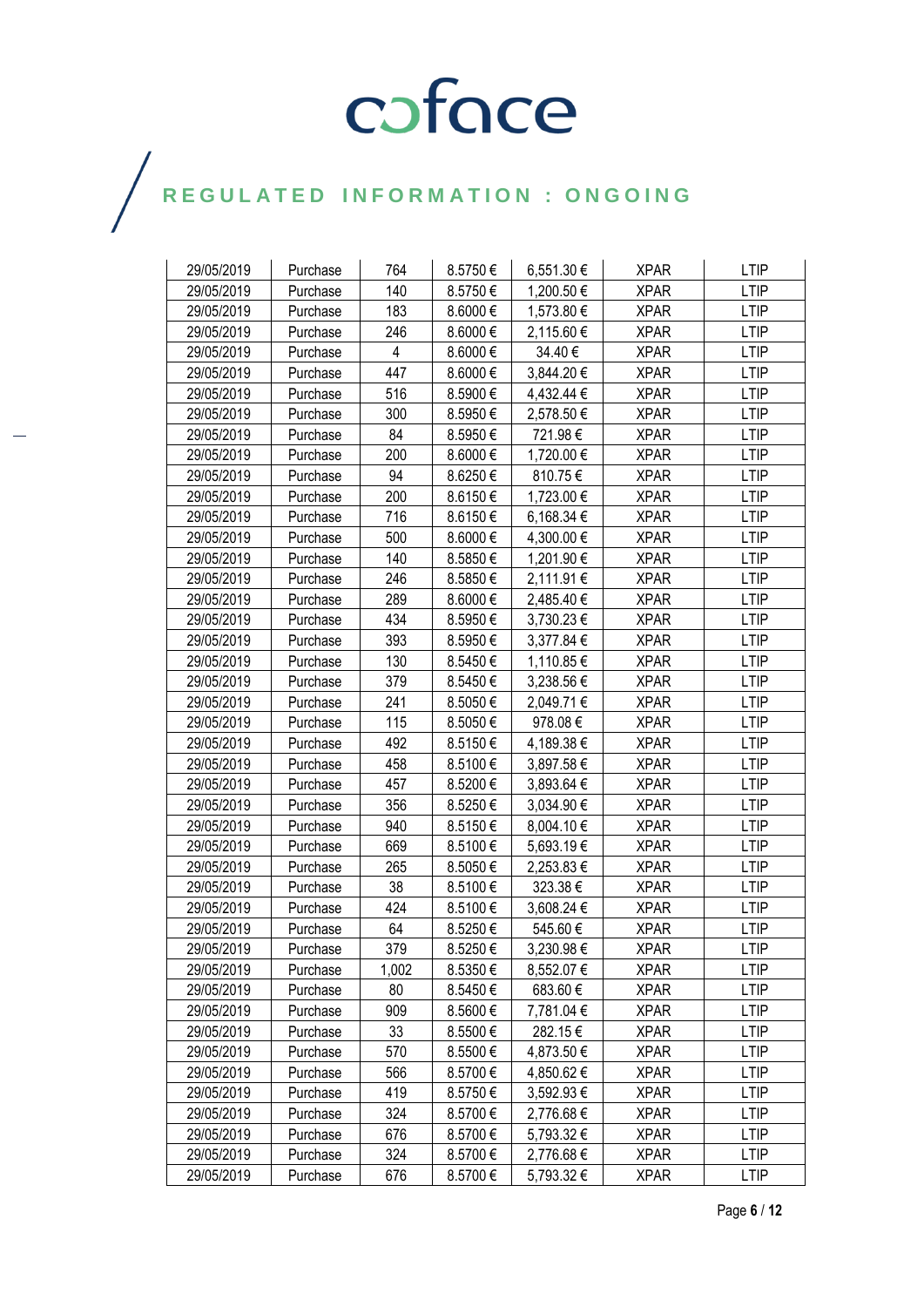| 29/05/2019 | Purchase | 764 | 8.5750 € | 6,551.30 € | XPAR | LTIP |
|---|---|---|---|---|---|---|
| 29/05/2019 | Purchase | 140 | 8.5750 € | 1,200.50 € | XPAR | LTIP |
| 29/05/2019 | Purchase | 183 | 8.6000 € | 1,573.80 € | XPAR | LTIP |
| 29/05/2019 | Purchase | 246 | 8.6000 € | 2,115.60 € | XPAR | LTIP |
| 29/05/2019 | Purchase | 4 | 8.6000 € | 34.40 € | XPAR | LTIP |
| 29/05/2019 | Purchase | 447 | 8.6000 € | 3,844.20 € | XPAR | LTIP |
| 29/05/2019 | Purchase | 516 | 8.5900 € | 4,432.44 € | XPAR | LTIP |
| 29/05/2019 | Purchase | 300 | 8.5950 € | 2,578.50 € | XPAR | LTIP |
| 29/05/2019 | Purchase | 84 | 8.5950 € | 721.98 € | XPAR | LTIP |
| 29/05/2019 | Purchase | 200 | 8.6000 € | 1,720.00 € | XPAR | LTIP |
| 29/05/2019 | Purchase | 94 | 8.6250 € | 810.75 € | XPAR | LTIP |
| 29/05/2019 | Purchase | 200 | 8.6150 € | 1,723.00 € | XPAR | LTIP |
| 29/05/2019 | Purchase | 716 | 8.6150 € | 6,168.34 € | XPAR | LTIP |
| 29/05/2019 | Purchase | 500 | 8.6000 € | 4,300.00 € | XPAR | LTIP |
| 29/05/2019 | Purchase | 140 | 8.5850 € | 1,201.90 € | XPAR | LTIP |
| 29/05/2019 | Purchase | 246 | 8.5850 € | 2,111.91 € | XPAR | LTIP |
| 29/05/2019 | Purchase | 289 | 8.6000 € | 2,485.40 € | XPAR | LTIP |
| 29/05/2019 | Purchase | 434 | 8.5950 € | 3,730.23 € | XPAR | LTIP |
| 29/05/2019 | Purchase | 393 | 8.5950 € | 3,377.84 € | XPAR | LTIP |
| 29/05/2019 | Purchase | 130 | 8.5450 € | 1,110.85 € | XPAR | LTIP |
| 29/05/2019 | Purchase | 379 | 8.5450 € | 3,238.56 € | XPAR | LTIP |
| 29/05/2019 | Purchase | 241 | 8.5050 € | 2,049.71 € | XPAR | LTIP |
| 29/05/2019 | Purchase | 115 | 8.5050 € | 978.08 € | XPAR | LTIP |
| 29/05/2019 | Purchase | 492 | 8.5150 € | 4,189.38 € | XPAR | LTIP |
| 29/05/2019 | Purchase | 458 | 8.5100 € | 3,897.58 € | XPAR | LTIP |
| 29/05/2019 | Purchase | 457 | 8.5200 € | 3,893.64 € | XPAR | LTIP |
| 29/05/2019 | Purchase | 356 | 8.5250 € | 3,034.90 € | XPAR | LTIP |
| 29/05/2019 | Purchase | 940 | 8.5150 € | 8,004.10 € | XPAR | LTIP |
| 29/05/2019 | Purchase | 669 | 8.5100 € | 5,693.19 € | XPAR | LTIP |
| 29/05/2019 | Purchase | 265 | 8.5050 € | 2,253.83 € | XPAR | LTIP |
| 29/05/2019 | Purchase | 38 | 8.5100 € | 323.38 € | XPAR | LTIP |
| 29/05/2019 | Purchase | 424 | 8.5100 € | 3,608.24 € | XPAR | LTIP |
| 29/05/2019 | Purchase | 64 | 8.5250 € | 545.60 € | XPAR | LTIP |
| 29/05/2019 | Purchase | 379 | 8.5250 € | 3,230.98 € | XPAR | LTIP |
| 29/05/2019 | Purchase | 1,002 | 8.5350 € | 8,552.07 € | XPAR | LTIP |
| 29/05/2019 | Purchase | 80 | 8.5450 € | 683.60 € | XPAR | LTIP |
| 29/05/2019 | Purchase | 909 | 8.5600 € | 7,781.04 € | XPAR | LTIP |
| 29/05/2019 | Purchase | 33 | 8.5500 € | 282.15 € | XPAR | LTIP |
| 29/05/2019 | Purchase | 570 | 8.5500 € | 4,873.50 € | XPAR | LTIP |
| 29/05/2019 | Purchase | 566 | 8.5700 € | 4,850.62 € | XPAR | LTIP |
| 29/05/2019 | Purchase | 419 | 8.5750 € | 3,592.93 € | XPAR | LTIP |
| 29/05/2019 | Purchase | 324 | 8.5700 € | 2,776.68 € | XPAR | LTIP |
| 29/05/2019 | Purchase | 676 | 8.5700 € | 5,793.32 € | XPAR | LTIP |
| 29/05/2019 | Purchase | 324 | 8.5700 € | 2,776.68 € | XPAR | LTIP |
| 29/05/2019 | Purchase | 676 | 8.5700 € | 5,793.32 € | XPAR | LTIP |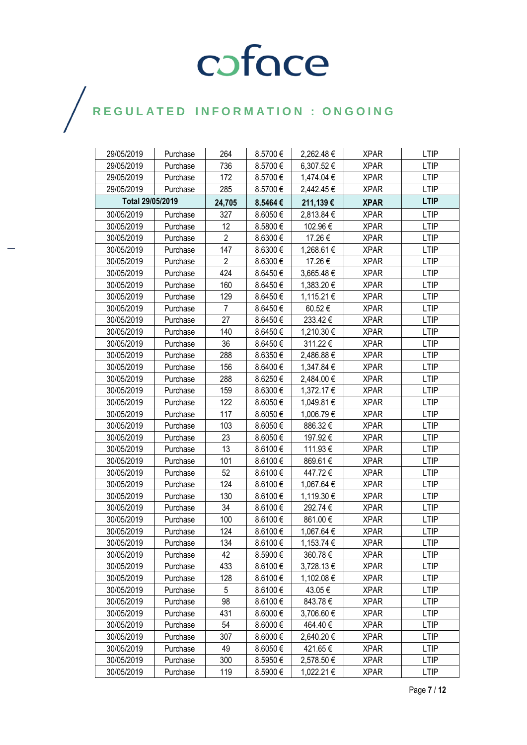| 29/05/2019 | Purchase | 264 | 8.5700 € | 2,262.48 € | XPAR | LTIP |
|---|---|---|---|---|---|---|
| 29/05/2019 | Purchase | 736 | 8.5700 € | 6,307.52 € | XPAR | LTIP |
| 29/05/2019 | Purchase | 172 | 8.5700 € | 1,474.04 € | XPAR | LTIP |
| 29/05/2019 | Purchase | 285 | 8.5700 € | 2,442.45 € | XPAR | LTIP |
| **Total 29/05/2019** | | **24,705** | **8.5464 €** | **211,139 €** | **XPAR** | **LTIP** |
| 30/05/2019 | Purchase | 327 | 8.6050 € | 2,813.84 € | XPAR | LTIP |
| 30/05/2019 | Purchase | 12 | 8.5800 € | 102.96 € | XPAR | LTIP |
| 30/05/2019 | Purchase | 2 | 8.6300 € | 17.26 € | XPAR | LTIP |
| 30/05/2019 | Purchase | 147 | 8.6300 € | 1,268.61 € | XPAR | LTIP |
| 30/05/2019 | Purchase | 2 | 8.6300 € | 17.26 € | XPAR | LTIP |
| 30/05/2019 | Purchase | 424 | 8.6450 € | 3,665.48 € | XPAR | LTIP |
| 30/05/2019 | Purchase | 160 | 8.6450 € | 1,383.20 € | XPAR | LTIP |
| 30/05/2019 | Purchase | 129 | 8.6450 € | 1,115.21 € | XPAR | LTIP |
| 30/05/2019 | Purchase | 7 | 8.6450 € | 60.52 € | XPAR | LTIP |
| 30/05/2019 | Purchase | 27 | 8.6450 € | 233.42 € | XPAR | LTIP |
| 30/05/2019 | Purchase | 140 | 8.6450 € | 1,210.30 € | XPAR | LTIP |
| 30/05/2019 | Purchase | 36 | 8.6450 € | 311.22 € | XPAR | LTIP |
| 30/05/2019 | Purchase | 288 | 8.6350 € | 2,486.88 € | XPAR | LTIP |
| 30/05/2019 | Purchase | 156 | 8.6400 € | 1,347.84 € | XPAR | LTIP |
| 30/05/2019 | Purchase | 288 | 8.6250 € | 2,484.00 € | XPAR | LTIP |
| 30/05/2019 | Purchase | 159 | 8.6300 € | 1,372.17 € | XPAR | LTIP |
| 30/05/2019 | Purchase | 122 | 8.6050 € | 1,049.81 € | XPAR | LTIP |
| 30/05/2019 | Purchase | 117 | 8.6050 € | 1,006.79 € | XPAR | LTIP |
| 30/05/2019 | Purchase | 103 | 8.6050 € | 886.32 € | XPAR | LTIP |
| 30/05/2019 | Purchase | 23 | 8.6050 € | 197.92 € | XPAR | LTIP |
| 30/05/2019 | Purchase | 13 | 8.6100 € | 111.93 € | XPAR | LTIP |
| 30/05/2019 | Purchase | 101 | 8.6100 € | 869.61 € | XPAR | LTIP |
| 30/05/2019 | Purchase | 52 | 8.6100 € | 447.72 € | XPAR | LTIP |
| 30/05/2019 | Purchase | 124 | 8.6100 € | 1,067.64 € | XPAR | LTIP |
| 30/05/2019 | Purchase | 130 | 8.6100 € | 1,119.30 € | XPAR | LTIP |
| 30/05/2019 | Purchase | 34 | 8.6100 € | 292.74 € | XPAR | LTIP |
| 30/05/2019 | Purchase | 100 | 8.6100 € | 861.00 € | XPAR | LTIP |
| 30/05/2019 | Purchase | 124 | 8.6100 € | 1,067.64 € | XPAR | LTIP |
| 30/05/2019 | Purchase | 134 | 8.6100 € | 1,153.74 € | XPAR | LTIP |
| 30/05/2019 | Purchase | 42 | 8.5900 € | 360.78 € | XPAR | LTIP |
| 30/05/2019 | Purchase | 433 | 8.6100 € | 3,728.13 € | XPAR | LTIP |
| 30/05/2019 | Purchase | 128 | 8.6100 € | 1,102.08 € | XPAR | LTIP |
| 30/05/2019 | Purchase | 5 | 8.6100 € | 43.05 € | XPAR | LTIP |
| 30/05/2019 | Purchase | 98 | 8.6100 € | 843.78 € | XPAR | LTIP |
| 30/05/2019 | Purchase | 431 | 8.6000 € | 3,706.60 € | XPAR | LTIP |
| 30/05/2019 | Purchase | 54 | 8.6000 € | 464.40 € | XPAR | LTIP |
| 30/05/2019 | Purchase | 307 | 8.6000 € | 2,640.20 € | XPAR | LTIP |
| 30/05/2019 | Purchase | 49 | 8.6050 € | 421.65 € | XPAR | LTIP |
| 30/05/2019 | Purchase | 300 | 8.5950 € | 2,578.50 € | XPAR | LTIP |
| 30/05/2019 | Purchase | 119 | 8.5900 € | 1,022.21 € | XPAR | LTIP |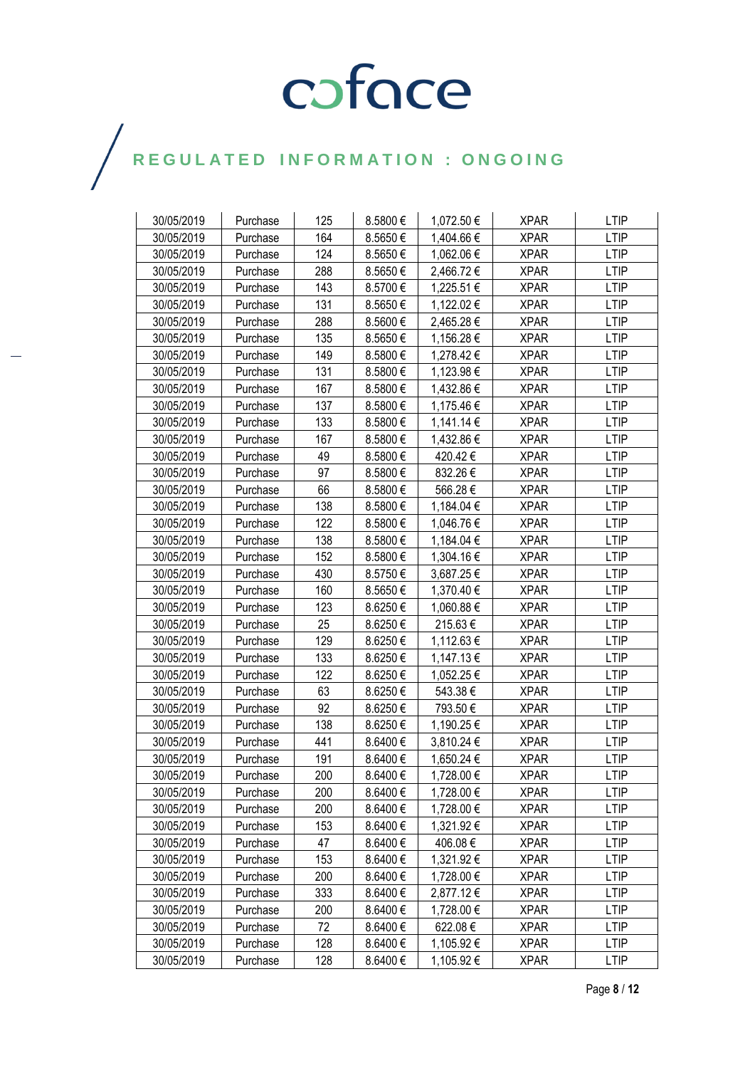| 30/05/2019 | Purchase | 125 | 8.5800 € | 1,072.50 € | XPAR | LTIP |
|---|---|---|---|---|---|---|
| 30/05/2019 | Purchase | 164 | 8.5650 € | 1,404.66 € | XPAR | LTIP |
| 30/05/2019 | Purchase | 124 | 8.5650 € | 1,062.06 € | XPAR | LTIP |
| 30/05/2019 | Purchase | 288 | 8.5650 € | 2,466.72 € | XPAR | LTIP |
| 30/05/2019 | Purchase | 143 | 8.5700 € | 1,225.51 € | XPAR | LTIP |
| 30/05/2019 | Purchase | 131 | 8.5650 € | 1,122.02 € | XPAR | LTIP |
| 30/05/2019 | Purchase | 288 | 8.5600 € | 2,465.28 € | XPAR | LTIP |
| 30/05/2019 | Purchase | 135 | 8.5650 € | 1,156.28 € | XPAR | LTIP |
| 30/05/2019 | Purchase | 149 | 8.5800 € | 1,278.42 € | XPAR | LTIP |
| 30/05/2019 | Purchase | 131 | 8.5800 € | 1,123.98 € | XPAR | LTIP |
| 30/05/2019 | Purchase | 167 | 8.5800 € | 1,432.86 € | XPAR | LTIP |
| 30/05/2019 | Purchase | 137 | 8.5800 € | 1,175.46 € | XPAR | LTIP |
| 30/05/2019 | Purchase | 133 | 8.5800 € | 1,141.14 € | XPAR | LTIP |
| 30/05/2019 | Purchase | 167 | 8.5800 € | 1,432.86 € | XPAR | LTIP |
| 30/05/2019 | Purchase | 49 | 8.5800 € | 420.42 € | XPAR | LTIP |
| 30/05/2019 | Purchase | 97 | 8.5800 € | 832.26 € | XPAR | LTIP |
| 30/05/2019 | Purchase | 66 | 8.5800 € | 566.28 € | XPAR | LTIP |
| 30/05/2019 | Purchase | 138 | 8.5800 € | 1,184.04 € | XPAR | LTIP |
| 30/05/2019 | Purchase | 122 | 8.5800 € | 1,046.76 € | XPAR | LTIP |
| 30/05/2019 | Purchase | 138 | 8.5800 € | 1,184.04 € | XPAR | LTIP |
| 30/05/2019 | Purchase | 152 | 8.5800 € | 1,304.16 € | XPAR | LTIP |
| 30/05/2019 | Purchase | 430 | 8.5750 € | 3,687.25 € | XPAR | LTIP |
| 30/05/2019 | Purchase | 160 | 8.5650 € | 1,370.40 € | XPAR | LTIP |
| 30/05/2019 | Purchase | 123 | 8.6250 € | 1,060.88 € | XPAR | LTIP |
| 30/05/2019 | Purchase | 25 | 8.6250 € | 215.63 € | XPAR | LTIP |
| 30/05/2019 | Purchase | 129 | 8.6250 € | 1,112.63 € | XPAR | LTIP |
| 30/05/2019 | Purchase | 133 | 8.6250 € | 1,147.13 € | XPAR | LTIP |
| 30/05/2019 | Purchase | 122 | 8.6250 € | 1,052.25 € | XPAR | LTIP |
| 30/05/2019 | Purchase | 63 | 8.6250 € | 543.38 € | XPAR | LTIP |
| 30/05/2019 | Purchase | 92 | 8.6250 € | 793.50 € | XPAR | LTIP |
| 30/05/2019 | Purchase | 138 | 8.6250 € | 1,190.25 € | XPAR | LTIP |
| 30/05/2019 | Purchase | 441 | 8.6400 € | 3,810.24 € | XPAR | LTIP |
| 30/05/2019 | Purchase | 191 | 8.6400 € | 1,650.24 € | XPAR | LTIP |
| 30/05/2019 | Purchase | 200 | 8.6400 € | 1,728.00 € | XPAR | LTIP |
| 30/05/2019 | Purchase | 200 | 8.6400 € | 1,728.00 € | XPAR | LTIP |
| 30/05/2019 | Purchase | 200 | 8.6400 € | 1,728.00 € | XPAR | LTIP |
| 30/05/2019 | Purchase | 153 | 8.6400 € | 1,321.92 € | XPAR | LTIP |
| 30/05/2019 | Purchase | 47 | 8.6400 € | 406.08 € | XPAR | LTIP |
| 30/05/2019 | Purchase | 153 | 8.6400 € | 1,321.92 € | XPAR | LTIP |
| 30/05/2019 | Purchase | 200 | 8.6400 € | 1,728.00 € | XPAR | LTIP |
| 30/05/2019 | Purchase | 333 | 8.6400 € | 2,877.12 € | XPAR | LTIP |
| 30/05/2019 | Purchase | 200 | 8.6400 € | 1,728.00 € | XPAR | LTIP |
| 30/05/2019 | Purchase | 72 | 8.6400 € | 622.08 € | XPAR | LTIP |
| 30/05/2019 | Purchase | 128 | 8.6400 € | 1,105.92 € | XPAR | LTIP |
| 30/05/2019 | Purchase | 128 | 8.6400 € | 1,105.92 € | XPAR | LTIP |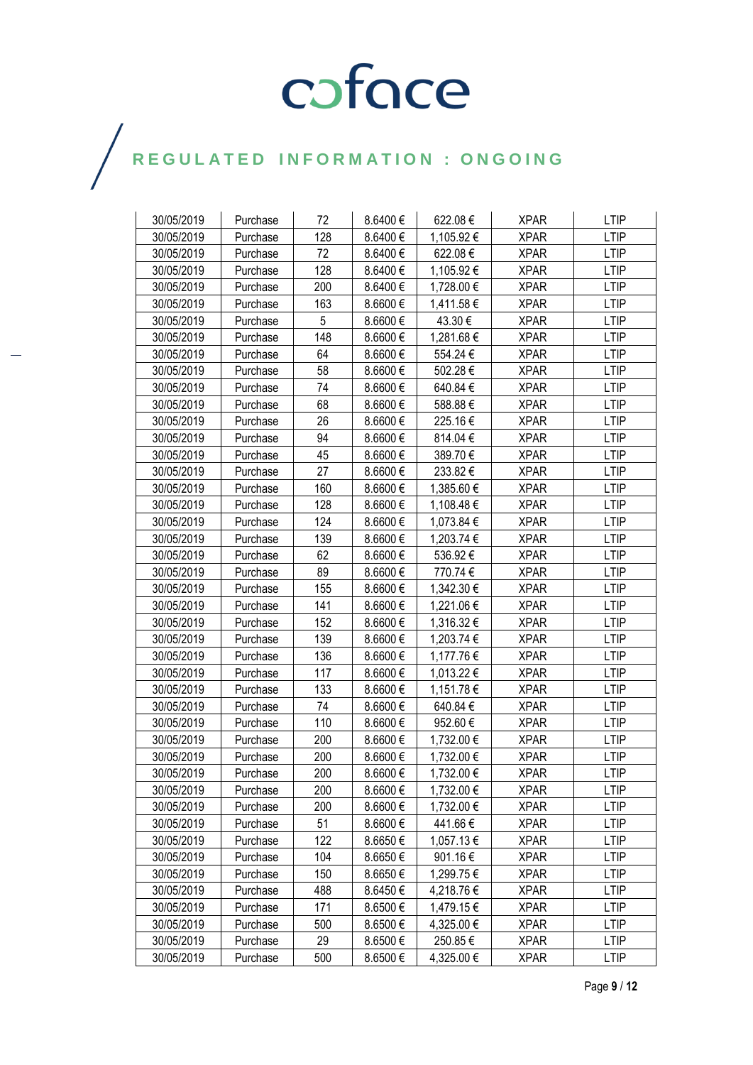| 30/05/2019 | Purchase | 72 | 8.6400 € | 622.08 € | XPAR | LTIP |
|---|---|---|---|---|---|---|
| 30/05/2019 | Purchase | 128 | 8.6400 € | 1,105.92 € | XPAR | LTIP |
| 30/05/2019 | Purchase | 72 | 8.6400 € | 622.08 € | XPAR | LTIP |
| 30/05/2019 | Purchase | 128 | 8.6400 € | 1,105.92 € | XPAR | LTIP |
| 30/05/2019 | Purchase | 200 | 8.6400 € | 1,728.00 € | XPAR | LTIP |
| 30/05/2019 | Purchase | 163 | 8.6600 € | 1,411.58 € | XPAR | LTIP |
| 30/05/2019 | Purchase | 5 | 8.6600 € | 43.30 € | XPAR | LTIP |
| 30/05/2019 | Purchase | 148 | 8.6600 € | 1,281.68 € | XPAR | LTIP |
| 30/05/2019 | Purchase | 64 | 8.6600 € | 554.24 € | XPAR | LTIP |
| 30/05/2019 | Purchase | 58 | 8.6600 € | 502.28 € | XPAR | LTIP |
| 30/05/2019 | Purchase | 74 | 8.6600 € | 640.84 € | XPAR | LTIP |
| 30/05/2019 | Purchase | 68 | 8.6600 € | 588.88 € | XPAR | LTIP |
| 30/05/2019 | Purchase | 26 | 8.6600 € | 225.16 € | XPAR | LTIP |
| 30/05/2019 | Purchase | 94 | 8.6600 € | 814.04 € | XPAR | LTIP |
| 30/05/2019 | Purchase | 45 | 8.6600 € | 389.70 € | XPAR | LTIP |
| 30/05/2019 | Purchase | 27 | 8.6600 € | 233.82 € | XPAR | LTIP |
| 30/05/2019 | Purchase | 160 | 8.6600 € | 1,385.60 € | XPAR | LTIP |
| 30/05/2019 | Purchase | 128 | 8.6600 € | 1,108.48 € | XPAR | LTIP |
| 30/05/2019 | Purchase | 124 | 8.6600 € | 1,073.84 € | XPAR | LTIP |
| 30/05/2019 | Purchase | 139 | 8.6600 € | 1,203.74 € | XPAR | LTIP |
| 30/05/2019 | Purchase | 62 | 8.6600 € | 536.92 € | XPAR | LTIP |
| 30/05/2019 | Purchase | 89 | 8.6600 € | 770.74 € | XPAR | LTIP |
| 30/05/2019 | Purchase | 155 | 8.6600 € | 1,342.30 € | XPAR | LTIP |
| 30/05/2019 | Purchase | 141 | 8.6600 € | 1,221.06 € | XPAR | LTIP |
| 30/05/2019 | Purchase | 152 | 8.6600 € | 1,316.32 € | XPAR | LTIP |
| 30/05/2019 | Purchase | 139 | 8.6600 € | 1,203.74 € | XPAR | LTIP |
| 30/05/2019 | Purchase | 136 | 8.6600 € | 1,177.76 € | XPAR | LTIP |
| 30/05/2019 | Purchase | 117 | 8.6600 € | 1,013.22 € | XPAR | LTIP |
| 30/05/2019 | Purchase | 133 | 8.6600 € | 1,151.78 € | XPAR | LTIP |
| 30/05/2019 | Purchase | 74 | 8.6600 € | 640.84 € | XPAR | LTIP |
| 30/05/2019 | Purchase | 110 | 8.6600 € | 952.60 € | XPAR | LTIP |
| 30/05/2019 | Purchase | 200 | 8.6600 € | 1,732.00 € | XPAR | LTIP |
| 30/05/2019 | Purchase | 200 | 8.6600 € | 1,732.00 € | XPAR | LTIP |
| 30/05/2019 | Purchase | 200 | 8.6600 € | 1,732.00 € | XPAR | LTIP |
| 30/05/2019 | Purchase | 200 | 8.6600 € | 1,732.00 € | XPAR | LTIP |
| 30/05/2019 | Purchase | 200 | 8.6600 € | 1,732.00 € | XPAR | LTIP |
| 30/05/2019 | Purchase | 51 | 8.6600 € | 441.66 € | XPAR | LTIP |
| 30/05/2019 | Purchase | 122 | 8.6650 € | 1,057.13 € | XPAR | LTIP |
| 30/05/2019 | Purchase | 104 | 8.6650 € | 901.16 € | XPAR | LTIP |
| 30/05/2019 | Purchase | 150 | 8.6650 € | 1,299.75 € | XPAR | LTIP |
| 30/05/2019 | Purchase | 488 | 8.6450 € | 4,218.76 € | XPAR | LTIP |
| 30/05/2019 | Purchase | 171 | 8.6500 € | 1,479.15 € | XPAR | LTIP |
| 30/05/2019 | Purchase | 500 | 8.6500 € | 4,325.00 € | XPAR | LTIP |
| 30/05/2019 | Purchase | 29 | 8.6500 € | 250.85 € | XPAR | LTIP |
| 30/05/2019 | Purchase | 500 | 8.6500 € | 4,325.00 € | XPAR | LTIP |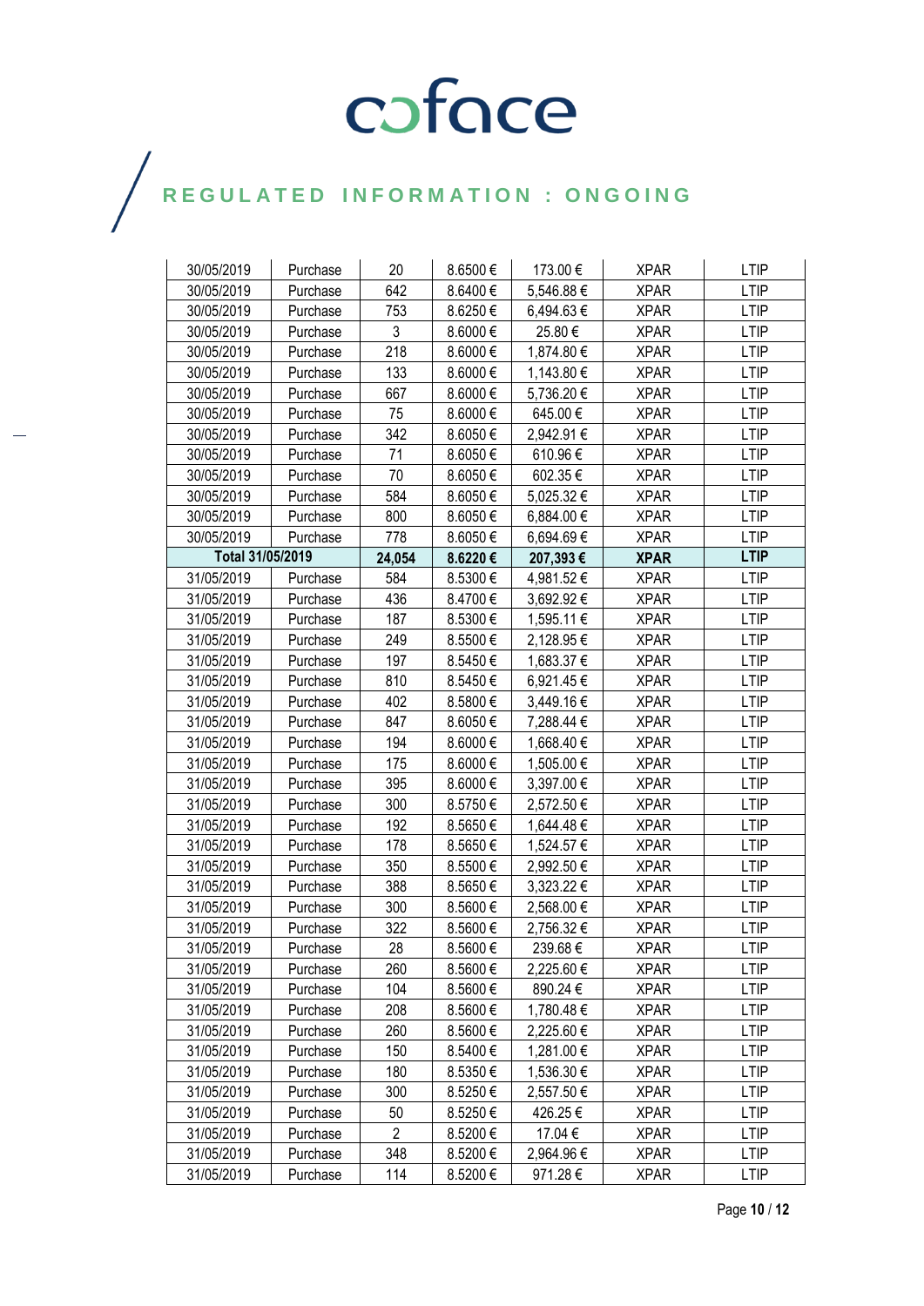# coface

## REGULATED INFORMATION : ONGOING

| | | | | | | |
|---|---|---|---|---|---|---|
| 30/05/2019 | Purchase | 20 | 8.6500 € | 173.00 € | XPAR | LTIP |
| 30/05/2019 | Purchase | 642 | 8.6400 € | 5,546.88 € | XPAR | LTIP |
| 30/05/2019 | Purchase | 753 | 8.6250 € | 6,494.63 € | XPAR | LTIP |
| 30/05/2019 | Purchase | 3 | 8.6000 € | 25.80 € | XPAR | LTIP |
| 30/05/2019 | Purchase | 218 | 8.6000 € | 1,874.80 € | XPAR | LTIP |
| 30/05/2019 | Purchase | 133 | 8.6000 € | 1,143.80 € | XPAR | LTIP |
| 30/05/2019 | Purchase | 667 | 8.6000 € | 5,736.20 € | XPAR | LTIP |
| 30/05/2019 | Purchase | 75 | 8.6000 € | 645.00 € | XPAR | LTIP |
| 30/05/2019 | Purchase | 342 | 8.6050 € | 2,942.91 € | XPAR | LTIP |
| 30/05/2019 | Purchase | 71 | 8.6050 € | 610.96 € | XPAR | LTIP |
| 30/05/2019 | Purchase | 70 | 8.6050 € | 602.35 € | XPAR | LTIP |
| 30/05/2019 | Purchase | 584 | 8.6050 € | 5,025.32 € | XPAR | LTIP |
| 30/05/2019 | Purchase | 800 | 8.6050 € | 6,884.00 € | XPAR | LTIP |
| 30/05/2019 | Purchase | 778 | 8.6050 € | 6,694.69 € | XPAR | LTIP |
| **Total 31/05/2019** | | **24,054** | **8.6220 €** | **207,393 €** | **XPAR** | **LTIP** |
| 31/05/2019 | Purchase | 584 | 8.5300 € | 4,981.52 € | XPAR | LTIP |
| 31/05/2019 | Purchase | 436 | 8.4700 € | 3,692.92 € | XPAR | LTIP |
| 31/05/2019 | Purchase | 187 | 8.5300 € | 1,595.11 € | XPAR | LTIP |
| 31/05/2019 | Purchase | 249 | 8.5500 € | 2,128.95 € | XPAR | LTIP |
| 31/05/2019 | Purchase | 197 | 8.5450 € | 1,683.37 € | XPAR | LTIP |
| 31/05/2019 | Purchase | 810 | 8.5450 € | 6,921.45 € | XPAR | LTIP |
| 31/05/2019 | Purchase | 402 | 8.5800 € | 3,449.16 € | XPAR | LTIP |
| 31/05/2019 | Purchase | 847 | 8.6050 € | 7,288.44 € | XPAR | LTIP |
| 31/05/2019 | Purchase | 194 | 8.6000 € | 1,668.40 € | XPAR | LTIP |
| 31/05/2019 | Purchase | 175 | 8.6000 € | 1,505.00 € | XPAR | LTIP |
| 31/05/2019 | Purchase | 395 | 8.6000 € | 3,397.00 € | XPAR | LTIP |
| 31/05/2019 | Purchase | 300 | 8.5750 € | 2,572.50 € | XPAR | LTIP |
| 31/05/2019 | Purchase | 192 | 8.5650 € | 1,644.48 € | XPAR | LTIP |
| 31/05/2019 | Purchase | 178 | 8.5650 € | 1,524.57 € | XPAR | LTIP |
| 31/05/2019 | Purchase | 350 | 8.5500 € | 2,992.50 € | XPAR | LTIP |
| 31/05/2019 | Purchase | 388 | 8.5650 € | 3,323.22 € | XPAR | LTIP |
| 31/05/2019 | Purchase | 300 | 8.5600 € | 2,568.00 € | XPAR | LTIP |
| 31/05/2019 | Purchase | 322 | 8.5600 € | 2,756.32 € | XPAR | LTIP |
| 31/05/2019 | Purchase | 28 | 8.5600 € | 239.68 € | XPAR | LTIP |
| 31/05/2019 | Purchase | 260 | 8.5600 € | 2,225.60 € | XPAR | LTIP |
| 31/05/2019 | Purchase | 104 | 8.5600 € | 890.24 € | XPAR | LTIP |
| 31/05/2019 | Purchase | 208 | 8.5600 € | 1,780.48 € | XPAR | LTIP |
| 31/05/2019 | Purchase | 260 | 8.5600 € | 2,225.60 € | XPAR | LTIP |
| 31/05/2019 | Purchase | 150 | 8.5400 € | 1,281.00 € | XPAR | LTIP |
| 31/05/2019 | Purchase | 180 | 8.5350 € | 1,536.30 € | XPAR | LTIP |
| 31/05/2019 | Purchase | 300 | 8.5250 € | 2,557.50 € | XPAR | LTIP |
| 31/05/2019 | Purchase | 50 | 8.5250 € | 426.25 € | XPAR | LTIP |
| 31/05/2019 | Purchase | 2 | 8.5200 € | 17.04 € | XPAR | LTIP |
| 31/05/2019 | Purchase | 348 | 8.5200 € | 2,964.96 € | XPAR | LTIP |
| 31/05/2019 | Purchase | 114 | 8.5200 € | 971.28 € | XPAR | LTIP |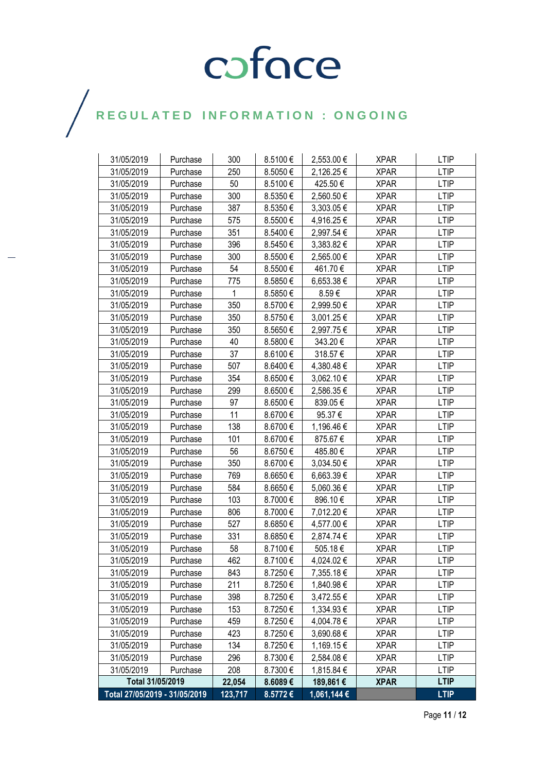coface

REGULATED INFORMATION : ONGOING

| | | | | | | |
|---|---|---|---|---|---|---|
| 31/05/2019 | Purchase | 300 | 8.5100 € | 2,553.00 € | XPAR | LTIP |
| 31/05/2019 | Purchase | 250 | 8.5050 € | 2,126.25 € | XPAR | LTIP |
| 31/05/2019 | Purchase | 50 | 8.5100 € | 425.50 € | XPAR | LTIP |
| 31/05/2019 | Purchase | 300 | 8.5350 € | 2,560.50 € | XPAR | LTIP |
| 31/05/2019 | Purchase | 387 | 8.5350 € | 3,303.05 € | XPAR | LTIP |
| 31/05/2019 | Purchase | 575 | 8.5500 € | 4,916.25 € | XPAR | LTIP |
| 31/05/2019 | Purchase | 351 | 8.5400 € | 2,997.54 € | XPAR | LTIP |
| 31/05/2019 | Purchase | 396 | 8.5450 € | 3,383.82 € | XPAR | LTIP |
| 31/05/2019 | Purchase | 300 | 8.5500 € | 2,565.00 € | XPAR | LTIP |
| 31/05/2019 | Purchase | 54 | 8.5500 € | 461.70 € | XPAR | LTIP |
| 31/05/2019 | Purchase | 775 | 8.5850 € | 6,653.38 € | XPAR | LTIP |
| 31/05/2019 | Purchase | 1 | 8.5850 € | 8.59 € | XPAR | LTIP |
| 31/05/2019 | Purchase | 350 | 8.5700 € | 2,999.50 € | XPAR | LTIP |
| 31/05/2019 | Purchase | 350 | 8.5750 € | 3,001.25 € | XPAR | LTIP |
| 31/05/2019 | Purchase | 350 | 8.5650 € | 2,997.75 € | XPAR | LTIP |
| 31/05/2019 | Purchase | 40 | 8.5800 € | 343.20 € | XPAR | LTIP |
| 31/05/2019 | Purchase | 37 | 8.6100 € | 318.57 € | XPAR | LTIP |
| 31/05/2019 | Purchase | 507 | 8.6400 € | 4,380.48 € | XPAR | LTIP |
| 31/05/2019 | Purchase | 354 | 8.6500 € | 3,062.10 € | XPAR | LTIP |
| 31/05/2019 | Purchase | 299 | 8.6500 € | 2,586.35 € | XPAR | LTIP |
| 31/05/2019 | Purchase | 97 | 8.6500 € | 839.05 € | XPAR | LTIP |
| 31/05/2019 | Purchase | 11 | 8.6700 € | 95.37 € | XPAR | LTIP |
| 31/05/2019 | Purchase | 138 | 8.6700 € | 1,196.46 € | XPAR | LTIP |
| 31/05/2019 | Purchase | 101 | 8.6700 € | 875.67 € | XPAR | LTIP |
| 31/05/2019 | Purchase | 56 | 8.6750 € | 485.80 € | XPAR | LTIP |
| 31/05/2019 | Purchase | 350 | 8.6700 € | 3,034.50 € | XPAR | LTIP |
| 31/05/2019 | Purchase | 769 | 8.6650 € | 6,663.39 € | XPAR | LTIP |
| 31/05/2019 | Purchase | 584 | 8.6650 € | 5,060.36 € | XPAR | LTIP |
| 31/05/2019 | Purchase | 103 | 8.7000 € | 896.10 € | XPAR | LTIP |
| 31/05/2019 | Purchase | 806 | 8.7000 € | 7,012.20 € | XPAR | LTIP |
| 31/05/2019 | Purchase | 527 | 8.6850 € | 4,577.00 € | XPAR | LTIP |
| 31/05/2019 | Purchase | 331 | 8.6850 € | 2,874.74 € | XPAR | LTIP |
| 31/05/2019 | Purchase | 58 | 8.7100 € | 505.18 € | XPAR | LTIP |
| 31/05/2019 | Purchase | 462 | 8.7100 € | 4,024.02 € | XPAR | LTIP |
| 31/05/2019 | Purchase | 843 | 8.7250 € | 7,355.18 € | XPAR | LTIP |
| 31/05/2019 | Purchase | 211 | 8.7250 € | 1,840.98 € | XPAR | LTIP |
| 31/05/2019 | Purchase | 398 | 8.7250 € | 3,472.55 € | XPAR | LTIP |
| 31/05/2019 | Purchase | 153 | 8.7250 € | 1,334.93 € | XPAR | LTIP |
| 31/05/2019 | Purchase | 459 | 8.7250 € | 4,004.78 € | XPAR | LTIP |
| 31/05/2019 | Purchase | 423 | 8.7250 € | 3,690.68 € | XPAR | LTIP |
| 31/05/2019 | Purchase | 134 | 8.7250 € | 1,169.15 € | XPAR | LTIP |
| 31/05/2019 | Purchase | 296 | 8.7300 € | 2,584.08 € | XPAR | LTIP |
| 31/05/2019 | Purchase | 208 | 8.7300 € | 1,815.84 € | XPAR | LTIP |
| **Total 31/05/2019** | | **22,054** | **8.6089 €** | **189,861 €** | **XPAR** | **LTIP** |
| **Total 27/05/2019 - 31/05/2019** | | **123,717** | **8.5772 €** | **1,061,144 €** | | **LTIP** |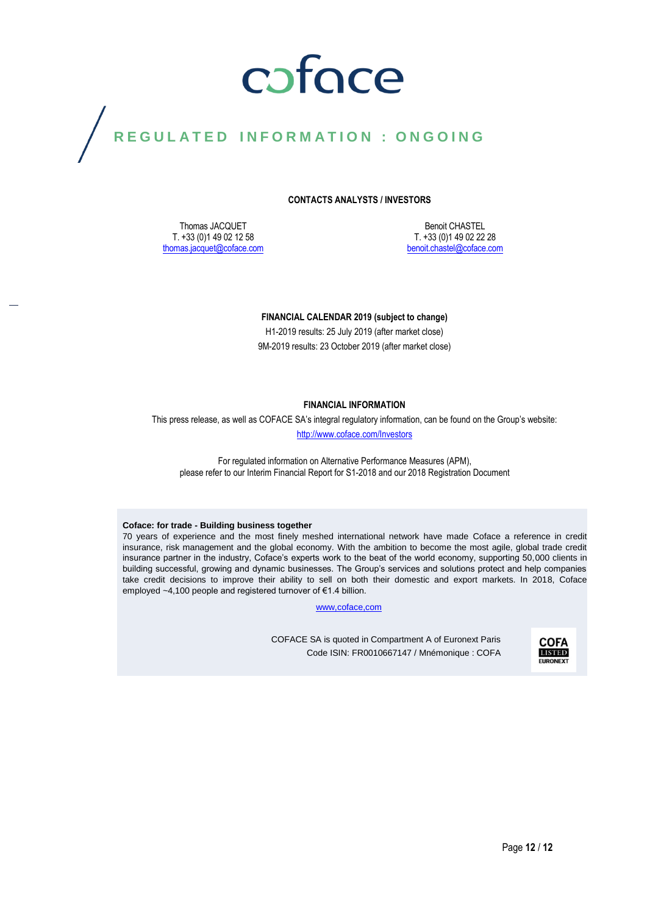coface

## REGULATED INFORMATION : ONGOING

**CONTACTS ANALYSTS / INVESTORS**

Thomas JACQUET
T. +33 (0)1 49 02 12 58
thomas.jacquet@coface.com

Benoit CHASTEL
T. +33 (0)1 49 02 22 28
benoit.chastel@coface.com

**FINANCIAL CALENDAR 2019 (subject to change)**

H1-2019 results: 25 July 2019 (after market close)
9M-2019 results: 23 October 2019 (after market close)

**FINANCIAL INFORMATION**

This press release, as well as COFACE SA's integral regulatory information, can be found on the Group's website: http://www.coface.com/Investors

For regulated information on Alternative Performance Measures (APM), please refer to our Interim Financial Report for S1-2018 and our 2018 Registration Document

**Coface: for trade - Building business together**

70 years of experience and the most finely meshed international network have made Coface a reference in credit insurance, risk management and the global economy. With the ambition to become the most agile, global trade credit insurance partner in the industry, Coface's experts work to the beat of the world economy, supporting 50,000 clients in building successful, growing and dynamic businesses. The Group's services and solutions protect and help companies take credit decisions to improve their ability to sell on both their domestic and export markets. In 2018, Coface employed ~4,100 people and registered turnover of €1.4 billion.

www,coface,com

COFACE SA is quoted in Compartment A of Euronext Paris
Code ISIN: FR0010667147 / Mnémonique : COFA

COFA LISTED EURONEXT